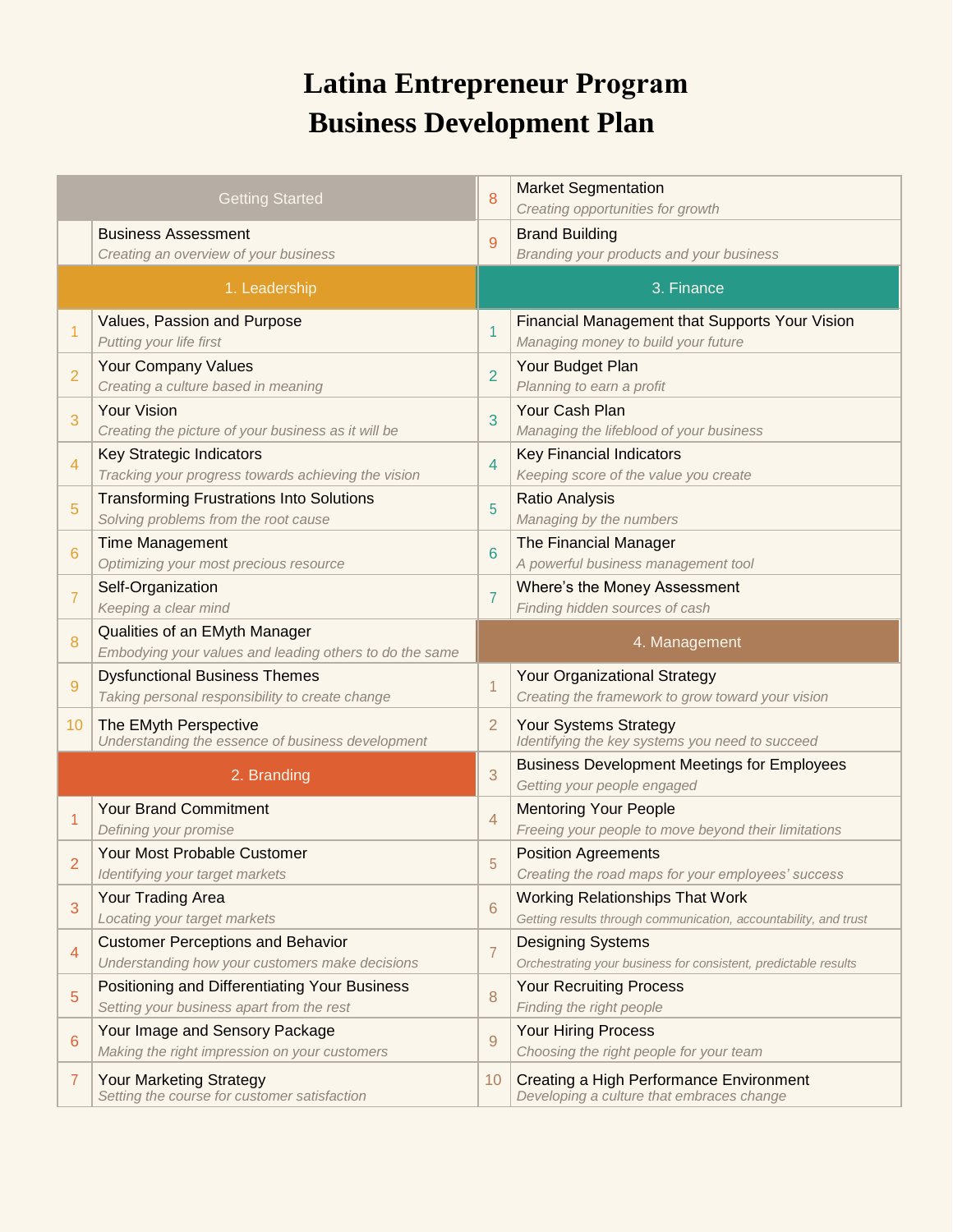# Latina Entrepreneur Program
# Business Development Plan

## Getting Started

| | |
|---|---|
| | Business Assessment<br>*Creating an overview of your business* |

## 1. Leadership

| | |
|---|---|
| 1 | Values, Passion and Purpose<br>*Putting your life first* |
| 2 | Your Company Values<br>*Creating a culture based in meaning* |
| 3 | Your Vision<br>*Creating the picture of your business as it will be* |
| 4 | Key Strategic Indicators<br>*Tracking your progress towards achieving the vision* |
| 5 | Transforming Frustrations Into Solutions<br>*Solving problems from the root cause* |
| 6 | Time Management<br>*Optimizing your most precious resource* |
| 7 | Self-Organization<br>*Keeping a clear mind* |
| 8 | Qualities of an EMyth Manager<br>*Embodying your values and leading others to do the same* |
| 9 | Dysfunctional Business Themes<br>*Taking personal responsibility to create change* |
| 10 | The EMyth Perspective<br>*Understanding the essence of business development* |

## 2. Branding

| | |
|---|---|
| 1 | Your Brand Commitment<br>*Defining your promise* |
| 2 | Your Most Probable Customer<br>*Identifying your target markets* |
| 3 | Your Trading Area<br>*Locating your target markets* |
| 4 | Customer Perceptions and Behavior<br>*Understanding how your customers make decisions* |
| 5 | Positioning and Differentiating Your Business<br>*Setting your business apart from the rest* |
| 6 | Your Image and Sensory Package<br>*Making the right impression on your customers* |
| 7 | Your Marketing Strategy<br>*Setting the course for customer satisfaction* |
| 8 | Market Segmentation<br>*Creating opportunities for growth* |
| 9 | Brand Building<br>*Branding your products and your business* |

## 3. Finance

| | |
|---|---|
| 1 | Financial Management that Supports Your Vision<br>*Managing money to build your future* |
| 2 | Your Budget Plan<br>*Planning to earn a profit* |
| 3 | Your Cash Plan<br>*Managing the lifeblood of your business* |
| 4 | Key Financial Indicators<br>*Keeping score of the value you create* |
| 5 | Ratio Analysis<br>*Managing by the numbers* |
| 6 | The Financial Manager<br>*A powerful business management tool* |
| 7 | Where's the Money Assessment<br>*Finding hidden sources of cash* |

## 4. Management

| | |
|---|---|
| 1 | Your Organizational Strategy<br>*Creating the framework to grow toward your vision* |
| 2 | Your Systems Strategy<br>*Identifying the key systems you need to succeed* |
| 3 | Business Development Meetings for Employees<br>*Getting your people engaged* |
| 4 | Mentoring Your People<br>*Freeing your people to move beyond their limitations* |
| 5 | Position Agreements<br>*Creating the road maps for your employees' success* |
| 6 | Working Relationships That Work<br>*Getting results through communication, accountability, and trust* |
| 7 | Designing Systems<br>*Orchestrating your business for consistent, predictable results* |
| 8 | Your Recruiting Process<br>*Finding the right people* |
| 9 | Your Hiring Process<br>*Choosing the right people for your team* |
| 10 | Creating a High Performance Environment<br>*Developing a culture that embraces change* |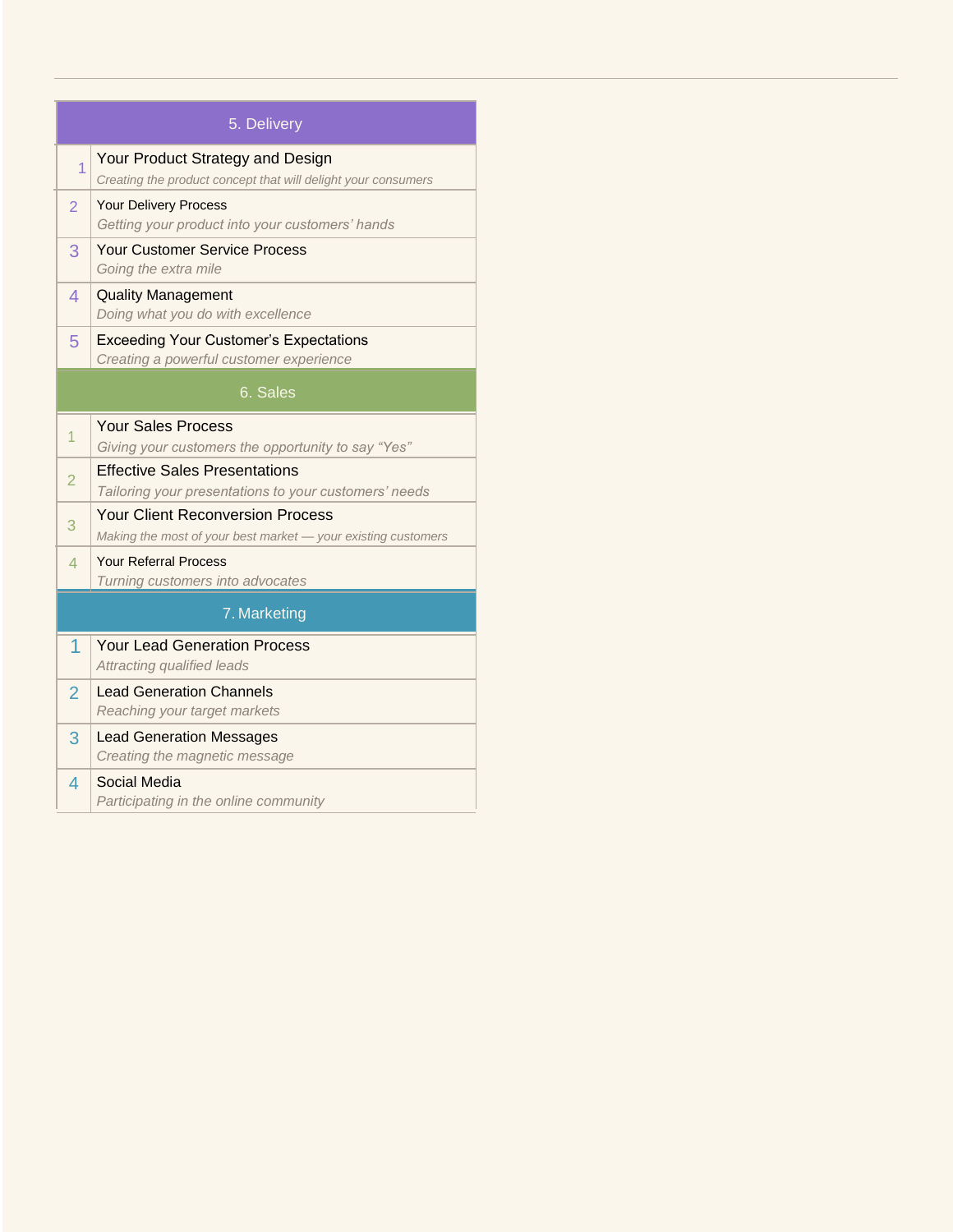| 5. Delivery | |
|---|---|
| 1 | Your Product Strategy and Design<br>*Creating the product concept that will delight your consumers* |
| 2 | Your Delivery Process<br>*Getting your product into your customers' hands* |
| 3 | Your Customer Service Process<br>*Going the extra mile* |
| 4 | Quality Management<br>*Doing what you do with excellence* |
| 5 | Exceeding Your Customer's Expectations<br>*Creating a powerful customer experience* |
| **6. Sales** | |
| 1 | Your Sales Process<br>*Giving your customers the opportunity to say "Yes"* |
| 2 | Effective Sales Presentations<br>*Tailoring your presentations to your customers' needs* |
| 3 | Your Client Reconversion Process<br>*Making the most of your best market — your existing customers* |
| 4 | Your Referral Process<br>*Turning customers into advocates* |
| **7. Marketing** | |
| 1 | Your Lead Generation Process<br>*Attracting qualified leads* |
| 2 | Lead Generation Channels<br>*Reaching your target markets* |
| 3 | Lead Generation Messages<br>*Creating the magnetic message* |
| 4 | Social Media<br>*Participating in the online community* |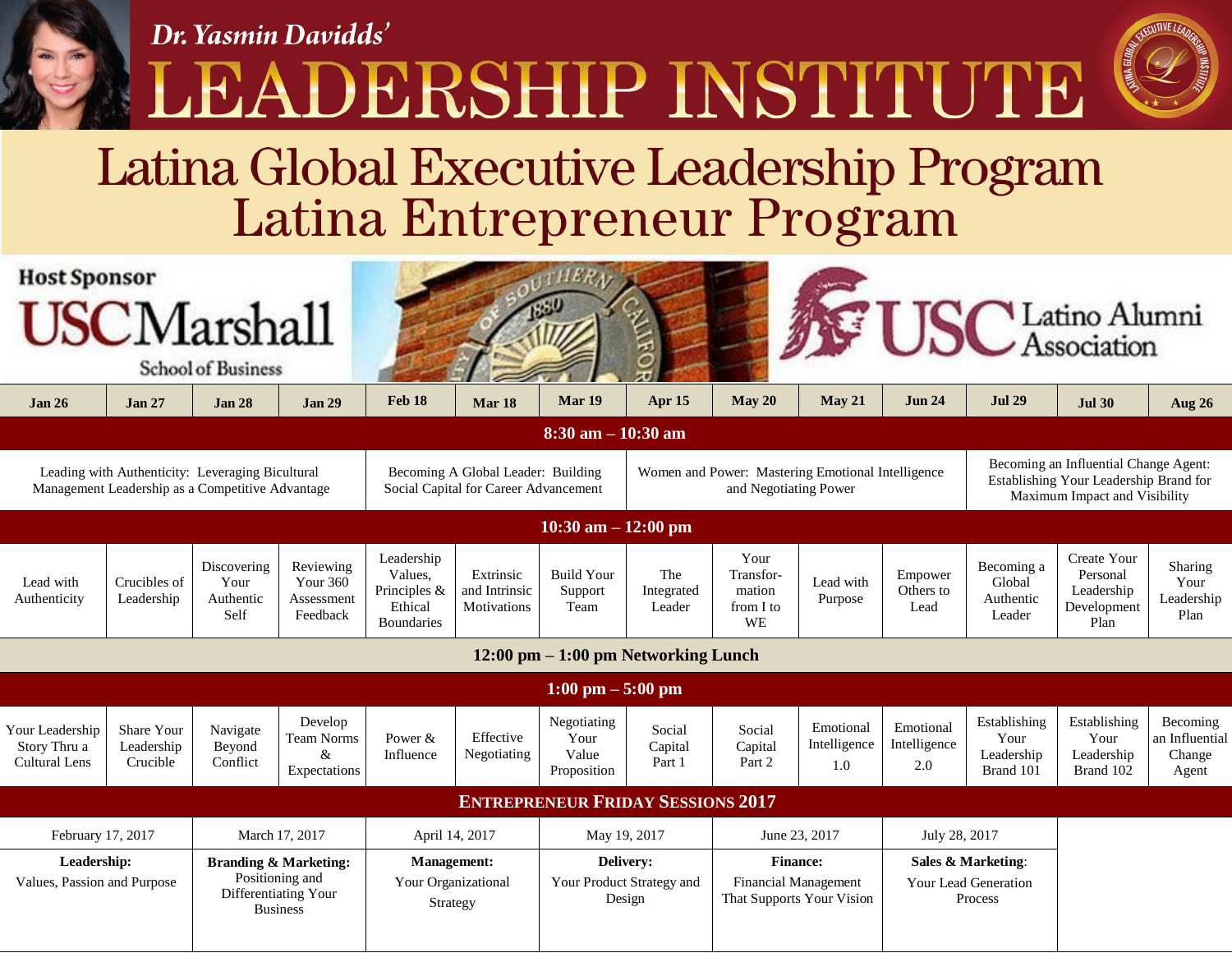Dr. Yasmin Davidds'

# LEADERSHIP INSTITUTE

## Latina Global Executive Leadership Program
## Latina Entrepreneur Program

Host Sponsor

USC Marshall School of Business

USC Latino Alumni Association

| Jan 26 | Jan 27 | Jan 28 | Jan 29 | Feb 18 | Mar 18 | Mar 19 | Apr 15 | May 20 | May 21 | Jun 24 | Jul 29 | Jul 30 | Aug 26 |
|---|---|---|---|---|---|---|---|---|---|---|---|---|---|
| **8:30 am – 10:30 am** | | | | | | | | | | | | | |
| Leading with Authenticity: Leveraging Bicultural Management Leadership as a Competitive Advantage | | | | Becoming A Global Leader: Building Social Capital for Career Advancement | | Women and Power: Mastering Emotional Intelligence and Negotiating Power | | | | | Becoming an Influential Change Agent: Establishing Your Leadership Brand for Maximum Impact and Visibility | | |
| **10:30 am – 12:00 pm** | | | | | | | | | | | | | |
| Lead with Authenticity | Crucibles of Leadership | Discovering Your Authentic Self | Reviewing Your 360 Assessment Feedback | Leadership Values, Principles & Ethical Boundaries | Extrinsic and Intrinsic Motivations | Build Your Support Team | The Integrated Leader | Your Transfor-mation from I to WE | Lead with Purpose | Empower Others to Lead | Becoming a Global Authentic Leader | Create Your Personal Leadership Development Plan | Sharing Your Leadership Plan |
| **12:00 pm – 1:00 pm Networking Lunch** | | | | | | | | | | | | | |
| **1:00 pm – 5:00 pm** | | | | | | | | | | | | | |
| Your Leadership Story Thru a Cultural Lens | Share Your Leadership Crucible | Navigate Beyond Conflict | Develop Team Norms & Expectations | Power & Influence | Effective Negotiating | Negotiating Your Value Proposition | Social Capital Part 1 | Social Capital Part 2 | Emotional Intelligence 1.0 | Emotional Intelligence 2.0 | Establishing Your Leadership Brand 101 | Establishing Your Leadership Brand 102 | Becoming an Influential Change Agent |

**ENTREPRENEUR FRIDAY SESSIONS 2017**

| February 17, 2017 | March 17, 2017 | April 14, 2017 | May 19, 2017 | June 23, 2017 | July 28, 2017 |
|---|---|---|---|---|---|
| **Leadership:** Values, Passion and Purpose | **Branding & Marketing:** Positioning and Differentiating Your Business | **Management:** Your Organizational Strategy | **Delivery:** Your Product Strategy and Design | **Finance:** Financial Management That Supports Your Vision | **Sales & Marketing**: Your Lead Generation Process |